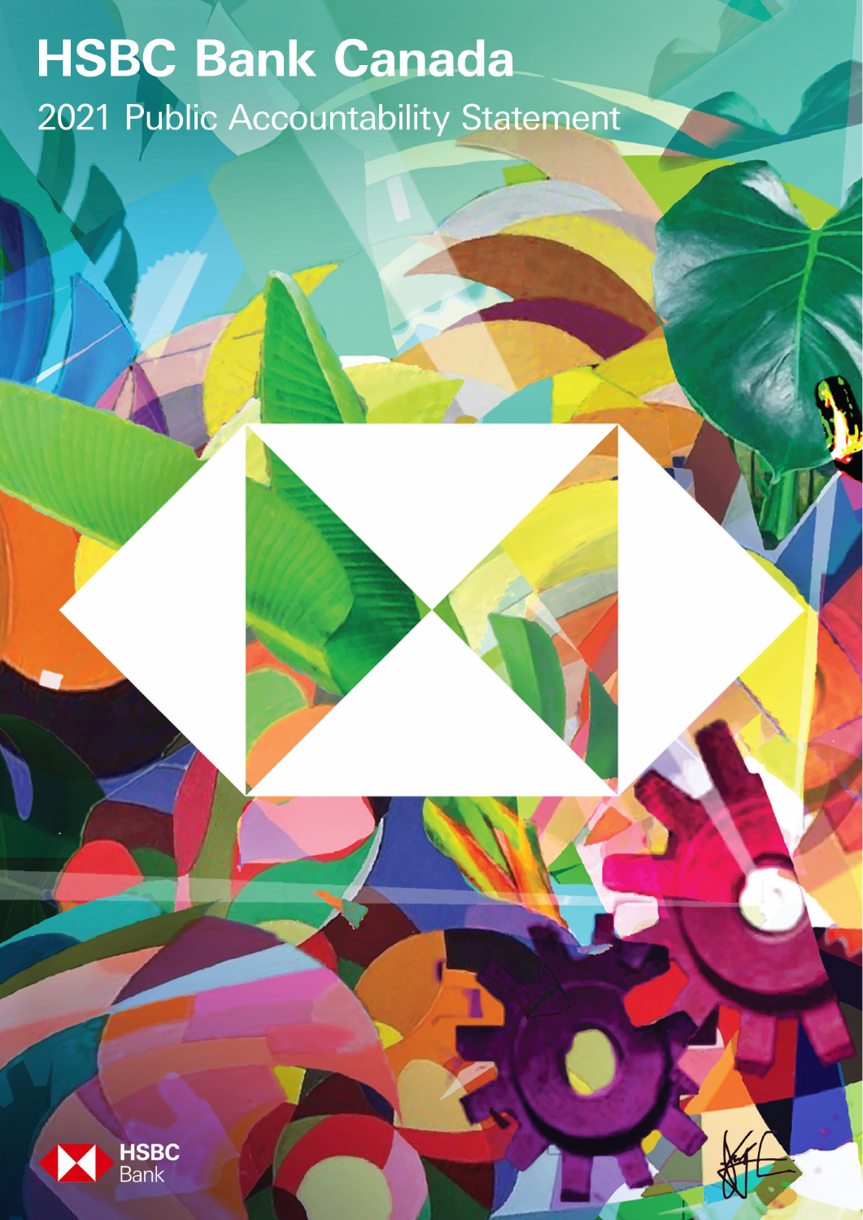# HSBC Bank Canada

## 2021 Public Accountability Statement

HSBC Bank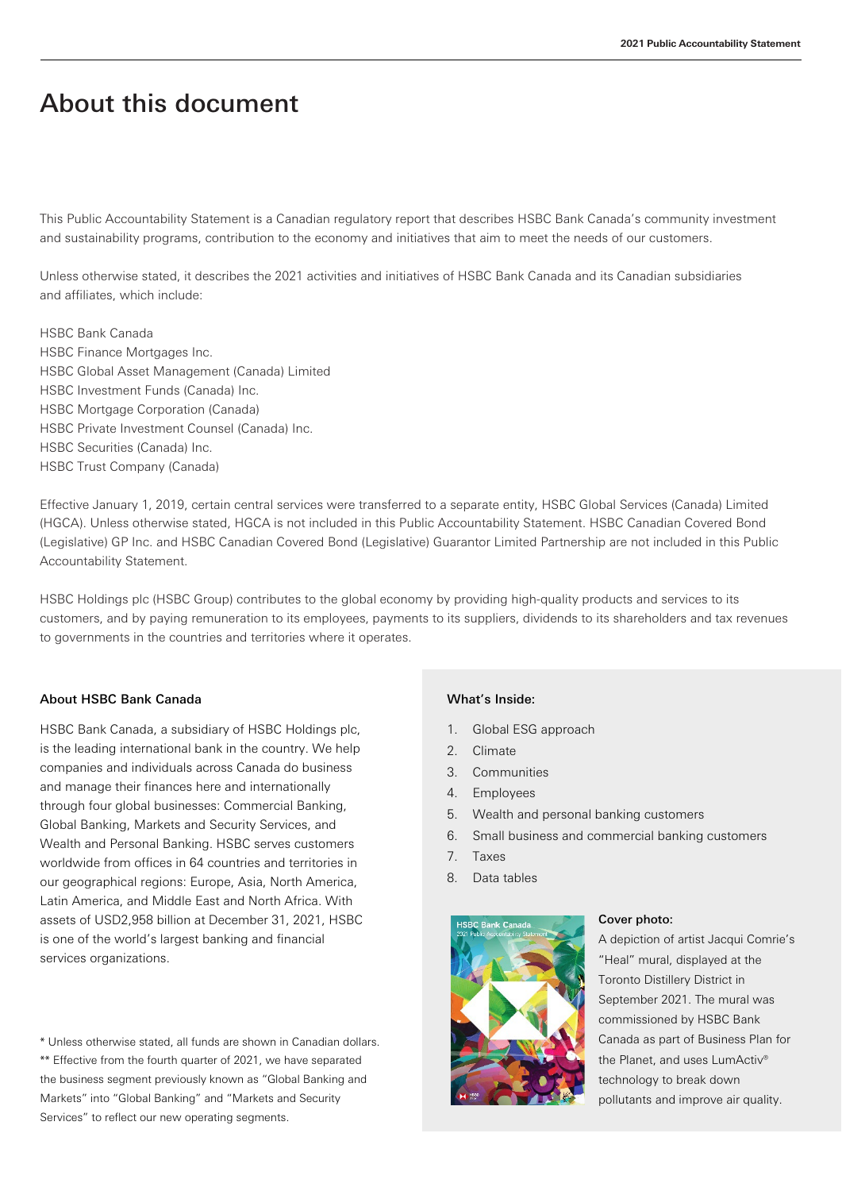# About this document

This Public Accountability Statement is a Canadian regulatory report that describes HSBC Bank Canada's community investment and sustainability programs, contribution to the economy and initiatives that aim to meet the needs of our customers.

Unless otherwise stated, it describes the 2021 activities and initiatives of HSBC Bank Canada and its Canadian subsidiaries and affiliates, which include:

HSBC Bank Canada
HSBC Finance Mortgages Inc.
HSBC Global Asset Management (Canada) Limited
HSBC Investment Funds (Canada) Inc.
HSBC Mortgage Corporation (Canada)
HSBC Private Investment Counsel (Canada) Inc.
HSBC Securities (Canada) Inc.
HSBC Trust Company (Canada)

Effective January 1, 2019, certain central services were transferred to a separate entity, HSBC Global Services (Canada) Limited (HGCA). Unless otherwise stated, HGCA is not included in this Public Accountability Statement. HSBC Canadian Covered Bond (Legislative) GP Inc. and HSBC Canadian Covered Bond (Legislative) Guarantor Limited Partnership are not included in this Public Accountability Statement.

HSBC Holdings plc (HSBC Group) contributes to the global economy by providing high-quality products and services to its customers, and by paying remuneration to its employees, payments to its suppliers, dividends to its shareholders and tax revenues to governments in the countries and territories where it operates.

### About HSBC Bank Canada

HSBC Bank Canada, a subsidiary of HSBC Holdings plc, is the leading international bank in the country. We help companies and individuals across Canada do business and manage their finances here and internationally through four global businesses: Commercial Banking, Global Banking, Markets and Security Services, and Wealth and Personal Banking. HSBC serves customers worldwide from offices in 64 countries and territories in our geographical regions: Europe, Asia, North America, Latin America, and Middle East and North Africa. With assets of USD2,958 billion at December 31, 2021, HSBC is one of the world's largest banking and financial services organizations.

\* Unless otherwise stated, all funds are shown in Canadian dollars.
\** Effective from the fourth quarter of 2021, we have separated the business segment previously known as "Global Banking and Markets" into "Global Banking" and "Markets and Security Services" to reflect our new operating segments.

### What's Inside:

1. Global ESG approach
2. Climate
3. Communities
4. Employees
5. Wealth and personal banking customers
6. Small business and commercial banking customers
7. Taxes
8. Data tables

**Cover photo:**
A depiction of artist Jacqui Comrie's "Heal" mural, displayed at the Toronto Distillery District in September 2021. The mural was commissioned by HSBC Bank Canada as part of Business Plan for the Planet, and uses LumActiv® technology to break down pollutants and improve air quality.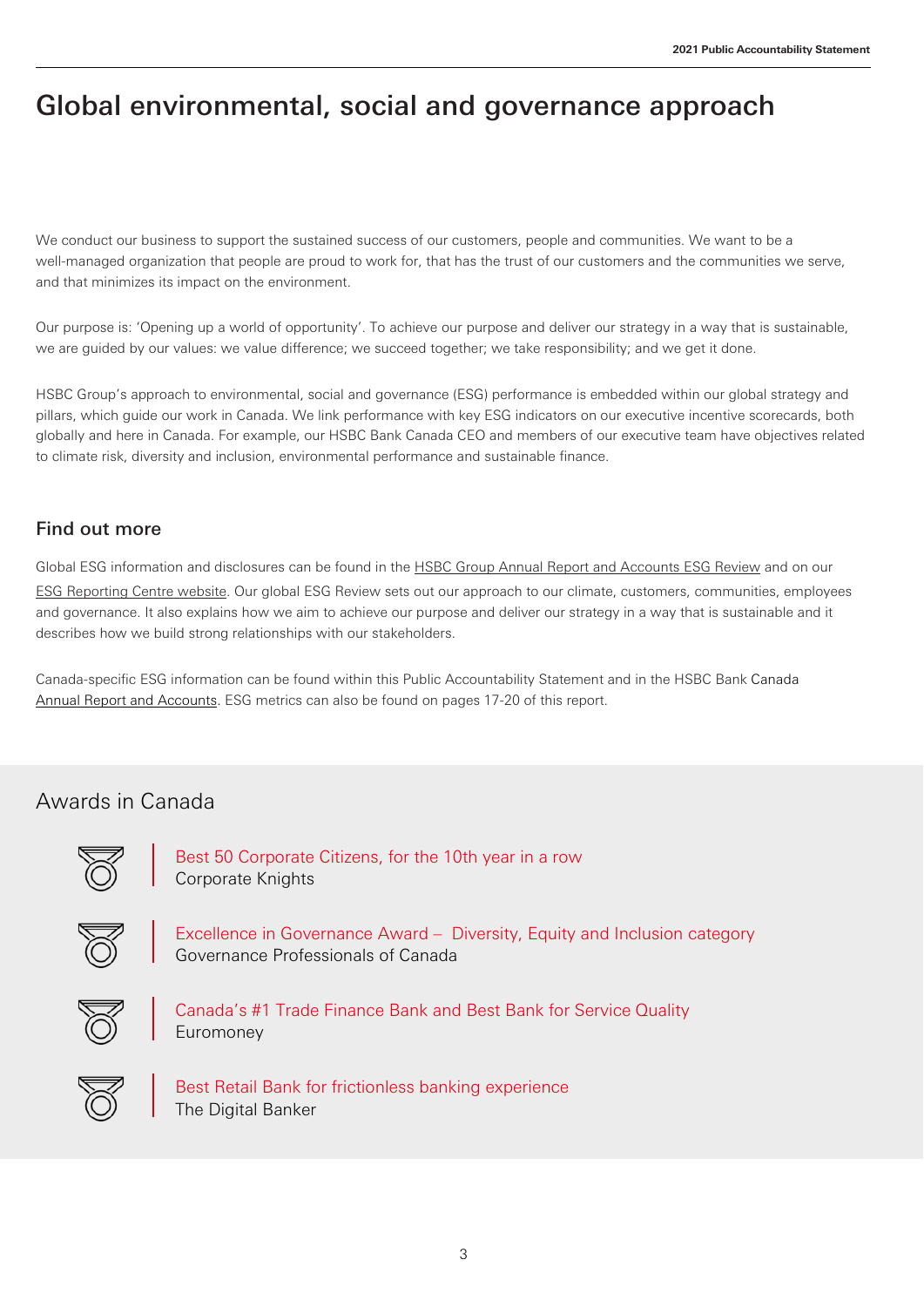# Global environmental, social and governance approach

We conduct our business to support the sustained success of our customers, people and communities. We want to be a well-managed organization that people are proud to work for, that has the trust of our customers and the communities we serve, and that minimizes its impact on the environment.

Our purpose is: 'Opening up a world of opportunity'. To achieve our purpose and deliver our strategy in a way that is sustainable, we are guided by our values: we value difference; we succeed together; we take responsibility; and we get it done.

HSBC Group's approach to environmental, social and governance (ESG) performance is embedded within our global strategy and pillars, which guide our work in Canada. We link performance with key ESG indicators on our executive incentive scorecards, both globally and here in Canada. For example, our HSBC Bank Canada CEO and members of our executive team have objectives related to climate risk, diversity and inclusion, environmental performance and sustainable finance.

## Find out more

Global ESG information and disclosures can be found in the HSBC Group Annual Report and Accounts ESG Review and on our ESG Reporting Centre website. Our global ESG Review sets out our approach to our climate, customers, communities, employees and governance. It also explains how we aim to achieve our purpose and deliver our strategy in a way that is sustainable and it describes how we build strong relationships with our stakeholders.

Canada-specific ESG information can be found within this Public Accountability Statement and in the HSBC Bank Canada Annual Report and Accounts. ESG metrics can also be found on pages 17-20 of this report.

## Awards in Canada

**Best 50 Corporate Citizens, for the 10th year in a row**
Corporate Knights

**Excellence in Governance Award – Diversity, Equity and Inclusion category**
Governance Professionals of Canada

**Canada's #1 Trade Finance Bank and Best Bank for Service Quality**
Euromoney

**Best Retail Bank for frictionless banking experience**
The Digital Banker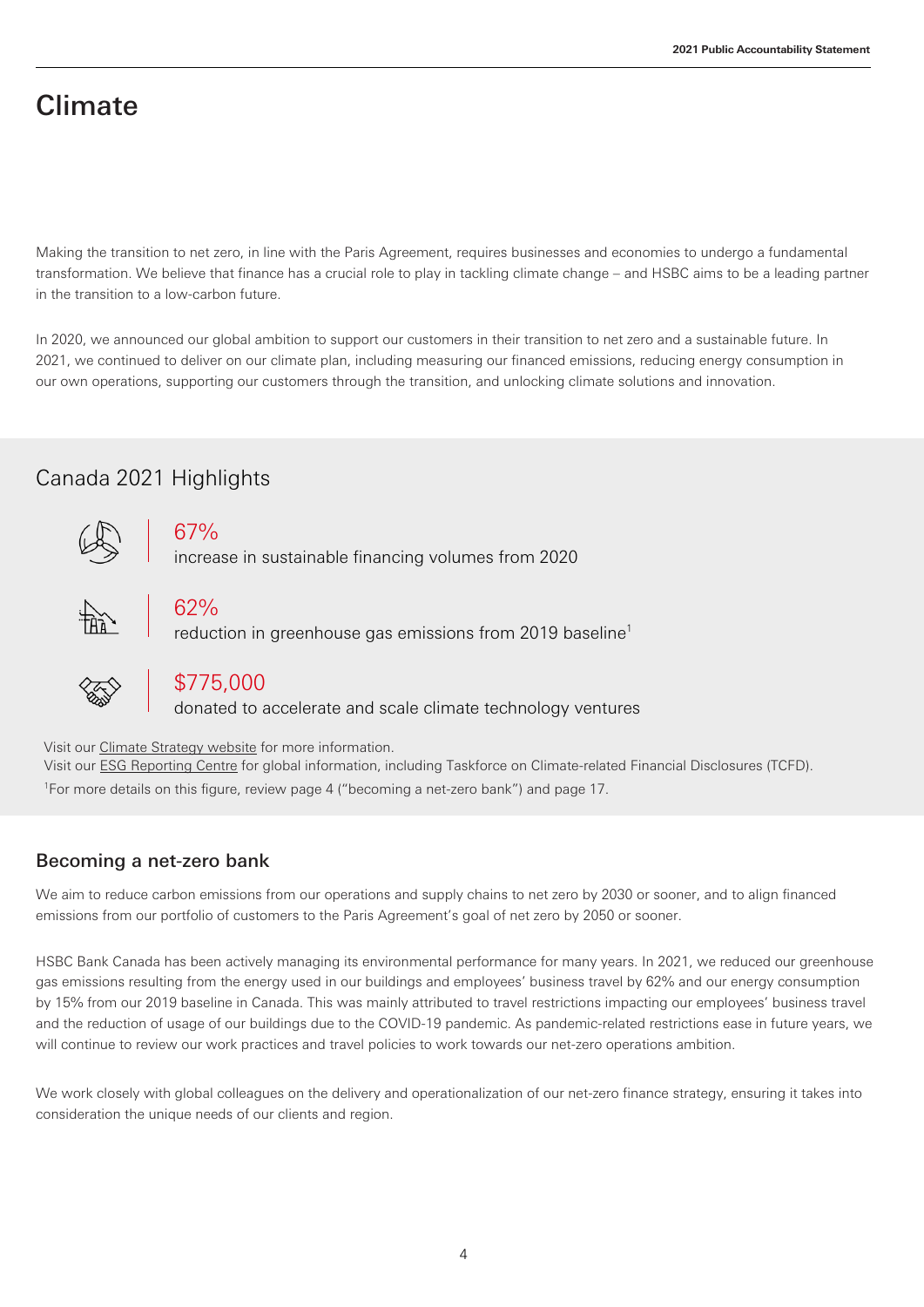# Climate

Making the transition to net zero, in line with the Paris Agreement, requires businesses and economies to undergo a fundamental transformation. We believe that finance has a crucial role to play in tackling climate change – and HSBC aims to be a leading partner in the transition to a low-carbon future.

In 2020, we announced our global ambition to support our customers in their transition to net zero and a sustainable future. In 2021, we continued to deliver on our climate plan, including measuring our financed emissions, reducing energy consumption in our own operations, supporting our customers through the transition, and unlocking climate solutions and innovation.

## Canada 2021 Highlights

**67%**
increase in sustainable financing volumes from 2020

**62%**
reduction in greenhouse gas emissions from 2019 baseline[1]

**$775,000**
donated to accelerate and scale climate technology ventures

Visit our Climate Strategy website for more information.
Visit our ESG Reporting Centre for global information, including Taskforce on Climate-related Financial Disclosures (TCFD).
[1]For more details on this figure, review page 4 ("becoming a net-zero bank") and page 17.

### Becoming a net-zero bank

We aim to reduce carbon emissions from our operations and supply chains to net zero by 2030 or sooner, and to align financed emissions from our portfolio of customers to the Paris Agreement's goal of net zero by 2050 or sooner.

HSBC Bank Canada has been actively managing its environmental performance for many years. In 2021, we reduced our greenhouse gas emissions resulting from the energy used in our buildings and employees' business travel by 62% and our energy consumption by 15% from our 2019 baseline in Canada. This was mainly attributed to travel restrictions impacting our employees' business travel and the reduction of usage of our buildings due to the COVID-19 pandemic. As pandemic-related restrictions ease in future years, we will continue to review our work practices and travel policies to work towards our net-zero operations ambition.

We work closely with global colleagues on the delivery and operationalization of our net-zero finance strategy, ensuring it takes into consideration the unique needs of our clients and region.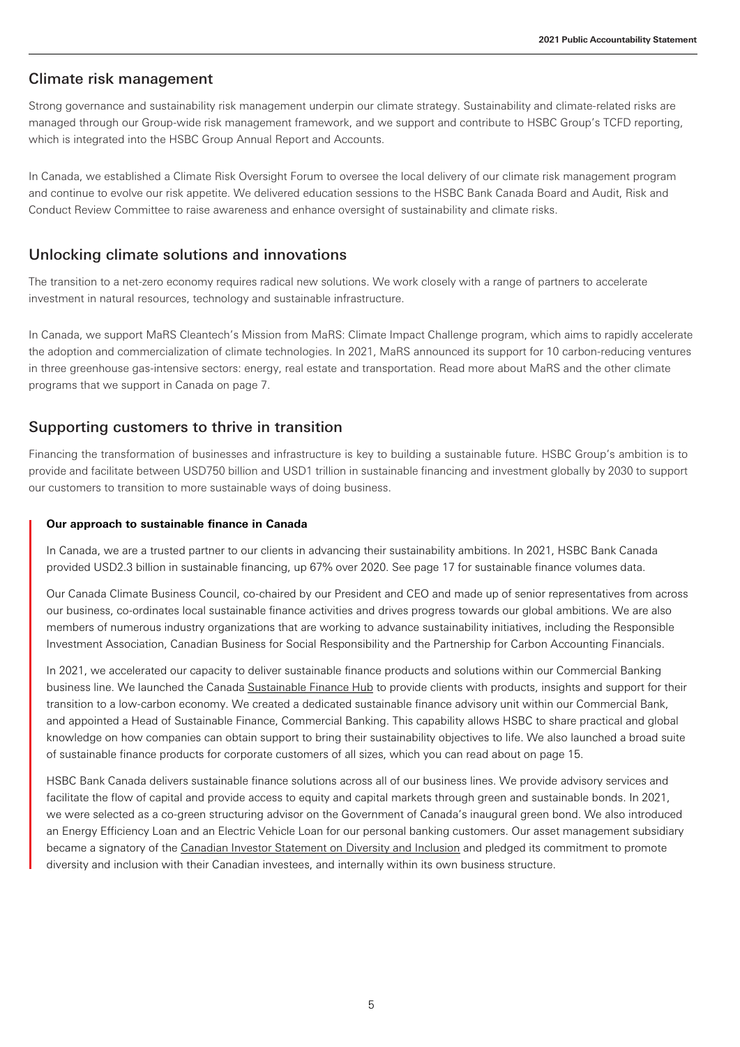## Climate risk management

Strong governance and sustainability risk management underpin our climate strategy. Sustainability and climate-related risks are managed through our Group-wide risk management framework, and we support and contribute to HSBC Group's TCFD reporting, which is integrated into the HSBC Group Annual Report and Accounts.

In Canada, we established a Climate Risk Oversight Forum to oversee the local delivery of our climate risk management program and continue to evolve our risk appetite. We delivered education sessions to the HSBC Bank Canada Board and Audit, Risk and Conduct Review Committee to raise awareness and enhance oversight of sustainability and climate risks.

## Unlocking climate solutions and innovations

The transition to a net-zero economy requires radical new solutions. We work closely with a range of partners to accelerate investment in natural resources, technology and sustainable infrastructure.

In Canada, we support MaRS Cleantech's Mission from MaRS: Climate Impact Challenge program, which aims to rapidly accelerate the adoption and commercialization of climate technologies. In 2021, MaRS announced its support for 10 carbon-reducing ventures in three greenhouse gas-intensive sectors: energy, real estate and transportation. Read more about MaRS and the other climate programs that we support in Canada on page 7.

## Supporting customers to thrive in transition

Financing the transformation of businesses and infrastructure is key to building a sustainable future. HSBC Group's ambition is to provide and facilitate between USD750 billion and USD1 trillion in sustainable financing and investment globally by 2030 to support our customers to transition to more sustainable ways of doing business.

**Our approach to sustainable finance in Canada**

In Canada, we are a trusted partner to our clients in advancing their sustainability ambitions. In 2021, HSBC Bank Canada provided USD2.3 billion in sustainable financing, up 67% over 2020. See page 17 for sustainable finance volumes data.

Our Canada Climate Business Council, co-chaired by our President and CEO and made up of senior representatives from across our business, co-ordinates local sustainable finance activities and drives progress towards our global ambitions. We are also members of numerous industry organizations that are working to advance sustainability initiatives, including the Responsible Investment Association, Canadian Business for Social Responsibility and the Partnership for Carbon Accounting Financials.

In 2021, we accelerated our capacity to deliver sustainable finance products and solutions within our Commercial Banking business line. We launched the Canada Sustainable Finance Hub to provide clients with products, insights and support for their transition to a low-carbon economy. We created a dedicated sustainable finance advisory unit within our Commercial Bank, and appointed a Head of Sustainable Finance, Commercial Banking. This capability allows HSBC to share practical and global knowledge on how companies can obtain support to bring their sustainability objectives to life. We also launched a broad suite of sustainable finance products for corporate customers of all sizes, which you can read about on page 15.

HSBC Bank Canada delivers sustainable finance solutions across all of our business lines. We provide advisory services and facilitate the flow of capital and provide access to equity and capital markets through green and sustainable bonds. In 2021, we were selected as a co-green structuring advisor on the Government of Canada's inaugural green bond. We also introduced an Energy Efficiency Loan and an Electric Vehicle Loan for our personal banking customers. Our asset management subsidiary became a signatory of the Canadian Investor Statement on Diversity and Inclusion and pledged its commitment to promote diversity and inclusion with their Canadian investees, and internally within its own business structure.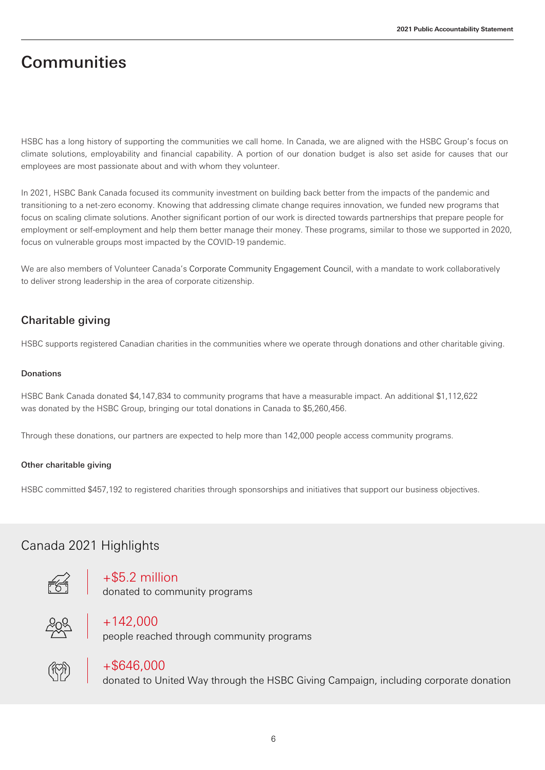# Communities

HSBC has a long history of supporting the communities we call home. In Canada, we are aligned with the HSBC Group's focus on climate solutions, employability and financial capability. A portion of our donation budget is also set aside for causes that our employees are most passionate about and with whom they volunteer.

In 2021, HSBC Bank Canada focused its community investment on building back better from the impacts of the pandemic and transitioning to a net-zero economy. Knowing that addressing climate change requires innovation, we funded new programs that focus on scaling climate solutions. Another significant portion of our work is directed towards partnerships that prepare people for employment or self-employment and help them better manage their money. These programs, similar to those we supported in 2020, focus on vulnerable groups most impacted by the COVID-19 pandemic.

We are also members of Volunteer Canada's Corporate Community Engagement Council, with a mandate to work collaboratively to deliver strong leadership in the area of corporate citizenship.

## Charitable giving

HSBC supports registered Canadian charities in the communities where we operate through donations and other charitable giving.

### Donations

HSBC Bank Canada donated $4,147,834 to community programs that have a measurable impact. An additional $1,112,622 was donated by the HSBC Group, bringing our total donations in Canada to $5,260,456.

Through these donations, our partners are expected to help more than 142,000 people access community programs.

### Other charitable giving

HSBC committed $457,192 to registered charities through sponsorships and initiatives that support our business objectives.

## Canada 2021 Highlights

**+$5.2 million**
donated to community programs

**+142,000**
people reached through community programs

**+$646,000**
donated to United Way through the HSBC Giving Campaign, including corporate donation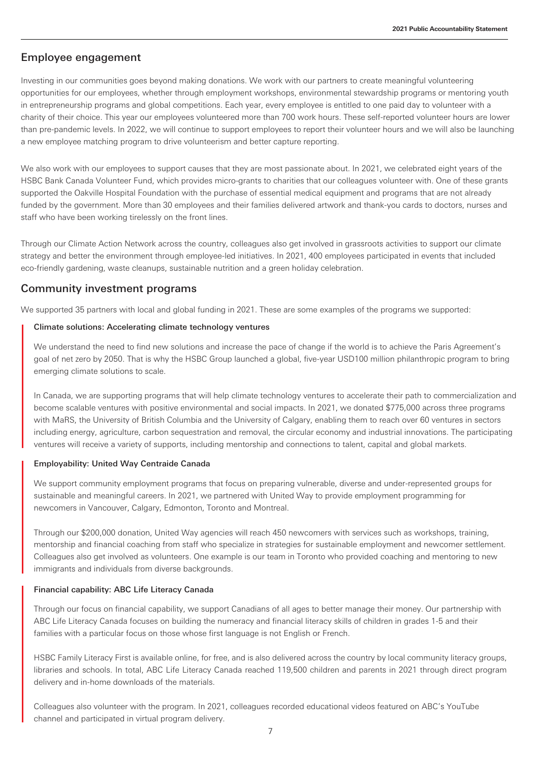## Employee engagement

Investing in our communities goes beyond making donations. We work with our partners to create meaningful volunteering opportunities for our employees, whether through employment workshops, environmental stewardship programs or mentoring youth in entrepreneurship programs and global competitions. Each year, every employee is entitled to one paid day to volunteer with a charity of their choice. This year our employees volunteered more than 700 work hours. These self-reported volunteer hours are lower than pre-pandemic levels. In 2022, we will continue to support employees to report their volunteer hours and we will also be launching a new employee matching program to drive volunteerism and better capture reporting.

We also work with our employees to support causes that they are most passionate about. In 2021, we celebrated eight years of the HSBC Bank Canada Volunteer Fund, which provides micro-grants to charities that our colleagues volunteer with. One of these grants supported the Oakville Hospital Foundation with the purchase of essential medical equipment and programs that are not already funded by the government. More than 30 employees and their families delivered artwork and thank-you cards to doctors, nurses and staff who have been working tirelessly on the front lines.

Through our Climate Action Network across the country, colleagues also get involved in grassroots activities to support our climate strategy and better the environment through employee-led initiatives. In 2021, 400 employees participated in events that included eco-friendly gardening, waste cleanups, sustainable nutrition and a green holiday celebration.

## Community investment programs

We supported 35 partners with local and global funding in 2021. These are some examples of the programs we supported:

### Climate solutions: Accelerating climate technology ventures

We understand the need to find new solutions and increase the pace of change if the world is to achieve the Paris Agreement's goal of net zero by 2050. That is why the HSBC Group launched a global, five-year USD100 million philanthropic program to bring emerging climate solutions to scale.

In Canada, we are supporting programs that will help climate technology ventures to accelerate their path to commercialization and become scalable ventures with positive environmental and social impacts. In 2021, we donated $775,000 across three programs with MaRS, the University of British Columbia and the University of Calgary, enabling them to reach over 60 ventures in sectors including energy, agriculture, carbon sequestration and removal, the circular economy and industrial innovations. The participating ventures will receive a variety of supports, including mentorship and connections to talent, capital and global markets.

### Employability: United Way Centraide Canada

We support community employment programs that focus on preparing vulnerable, diverse and under-represented groups for sustainable and meaningful careers. In 2021, we partnered with United Way to provide employment programming for newcomers in Vancouver, Calgary, Edmonton, Toronto and Montreal.

Through our $200,000 donation, United Way agencies will reach 450 newcomers with services such as workshops, training, mentorship and financial coaching from staff who specialize in strategies for sustainable employment and newcomer settlement. Colleagues also get involved as volunteers. One example is our team in Toronto who provided coaching and mentoring to new immigrants and individuals from diverse backgrounds.

### Financial capability: ABC Life Literacy Canada

Through our focus on financial capability, we support Canadians of all ages to better manage their money. Our partnership with ABC Life Literacy Canada focuses on building the numeracy and financial literacy skills of children in grades 1-5 and their families with a particular focus on those whose first language is not English or French.

HSBC Family Literacy First is available online, for free, and is also delivered across the country by local community literacy groups, libraries and schools. In total, ABC Life Literacy Canada reached 119,500 children and parents in 2021 through direct program delivery and in-home downloads of the materials.

Colleagues also volunteer with the program. In 2021, colleagues recorded educational videos featured on ABC's YouTube channel and participated in virtual program delivery.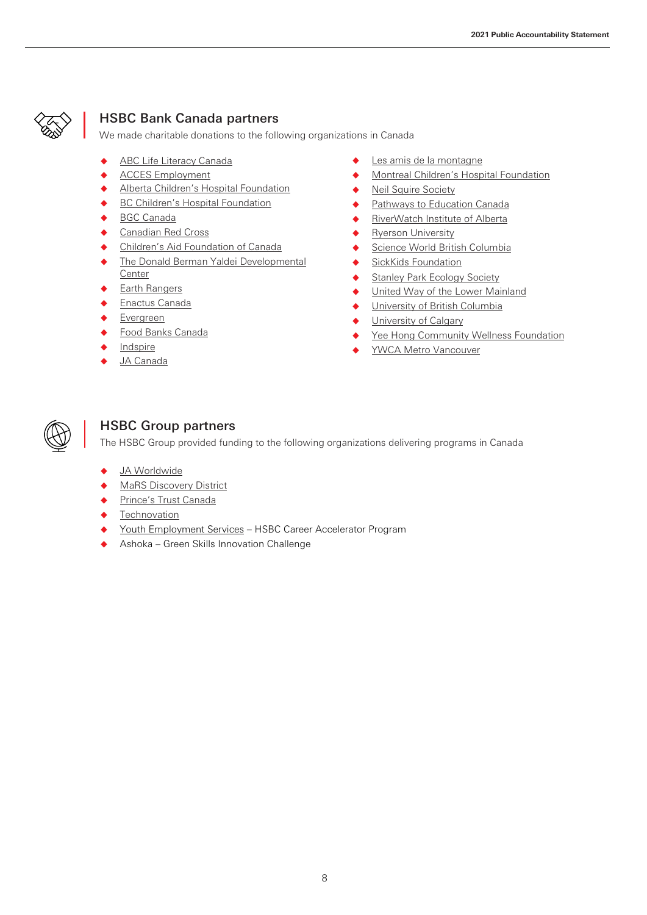## HSBC Bank Canada partners

We made charitable donations to the following organizations in Canada

- ABC Life Literacy Canada
- ACCES Employment
- Alberta Children's Hospital Foundation
- BC Children's Hospital Foundation
- BGC Canada
- Canadian Red Cross
- Children's Aid Foundation of Canada
- The Donald Berman Yaldei Developmental Center
- Earth Rangers
- Enactus Canada
- Evergreen
- Food Banks Canada
- Indspire
- JA Canada
- Les amis de la montagne
- Montreal Children's Hospital Foundation
- Neil Squire Society
- Pathways to Education Canada
- RiverWatch Institute of Alberta
- Ryerson University
- Science World British Columbia
- SickKids Foundation
- Stanley Park Ecology Society
- United Way of the Lower Mainland
- University of British Columbia
- University of Calgary
- Yee Hong Community Wellness Foundation
- YWCA Metro Vancouver

## HSBC Group partners

The HSBC Group provided funding to the following organizations delivering programs in Canada

- JA Worldwide
- MaRS Discovery District
- Prince's Trust Canada
- Technovation
- Youth Employment Services – HSBC Career Accelerator Program
- Ashoka – Green Skills Innovation Challenge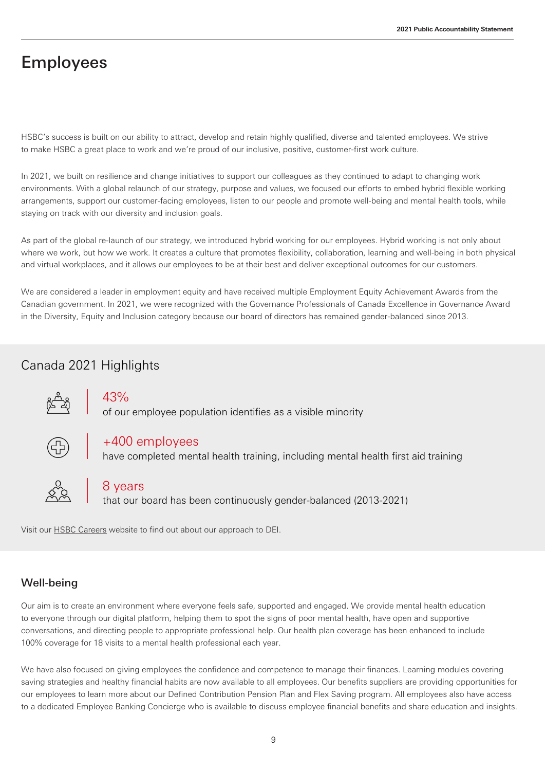# Employees

HSBC's success is built on our ability to attract, develop and retain highly qualified, diverse and talented employees. We strive to make HSBC a great place to work and we're proud of our inclusive, positive, customer-first work culture.

In 2021, we built on resilience and change initiatives to support our colleagues as they continued to adapt to changing work environments. With a global relaunch of our strategy, purpose and values, we focused our efforts to embed hybrid flexible working arrangements, support our customer-facing employees, listen to our people and promote well-being and mental health tools, while staying on track with our diversity and inclusion goals.

As part of the global re-launch of our strategy, we introduced hybrid working for our employees. Hybrid working is not only about where we work, but how we work. It creates a culture that promotes flexibility, collaboration, learning and well-being in both physical and virtual workplaces, and it allows our employees to be at their best and deliver exceptional outcomes for our customers.

We are considered a leader in employment equity and have received multiple Employment Equity Achievement Awards from the Canadian government. In 2021, we were recognized with the Governance Professionals of Canada Excellence in Governance Award in the Diversity, Equity and Inclusion category because our board of directors has remained gender-balanced since 2013.

## Canada 2021 Highlights

**43%**
of our employee population identifies as a visible minority

**+400 employees**
have completed mental health training, including mental health first aid training

**8 years**
that our board has been continuously gender-balanced (2013-2021)

Visit our HSBC Careers website to find out about our approach to DEI.

### Well-being

Our aim is to create an environment where everyone feels safe, supported and engaged. We provide mental health education to everyone through our digital platform, helping them to spot the signs of poor mental health, have open and supportive conversations, and directing people to appropriate professional help. Our health plan coverage has been enhanced to include 100% coverage for 18 visits to a mental health professional each year.

We have also focused on giving employees the confidence and competence to manage their finances. Learning modules covering saving strategies and healthy financial habits are now available to all employees. Our benefits suppliers are providing opportunities for our employees to learn more about our Defined Contribution Pension Plan and Flex Saving program. All employees also have access to a dedicated Employee Banking Concierge who is available to discuss employee financial benefits and share education and insights.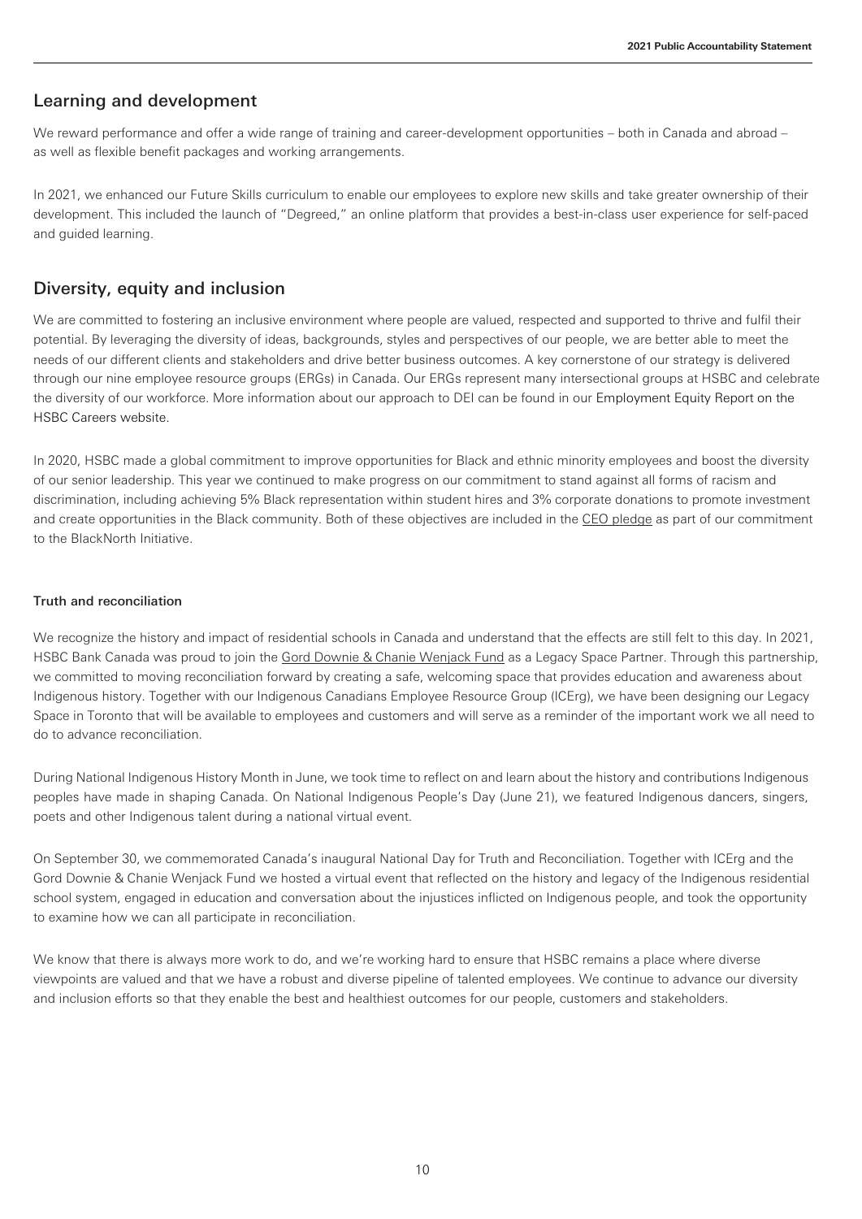## Learning and development

We reward performance and offer a wide range of training and career-development opportunities – both in Canada and abroad – as well as flexible benefit packages and working arrangements.

In 2021, we enhanced our Future Skills curriculum to enable our employees to explore new skills and take greater ownership of their development. This included the launch of "Degreed," an online platform that provides a best-in-class user experience for self-paced and guided learning.

## Diversity, equity and inclusion

We are committed to fostering an inclusive environment where people are valued, respected and supported to thrive and fulfil their potential. By leveraging the diversity of ideas, backgrounds, styles and perspectives of our people, we are better able to meet the needs of our different clients and stakeholders and drive better business outcomes. A key cornerstone of our strategy is delivered through our nine employee resource groups (ERGs) in Canada. Our ERGs represent many intersectional groups at HSBC and celebrate the diversity of our workforce. More information about our approach to DEI can be found in our Employment Equity Report on the HSBC Careers website.

In 2020, HSBC made a global commitment to improve opportunities for Black and ethnic minority employees and boost the diversity of our senior leadership. This year we continued to make progress on our commitment to stand against all forms of racism and discrimination, including achieving 5% Black representation within student hires and 3% corporate donations to promote investment and create opportunities in the Black community. Both of these objectives are included in the CEO pledge as part of our commitment to the BlackNorth Initiative.

#### Truth and reconciliation

We recognize the history and impact of residential schools in Canada and understand that the effects are still felt to this day. In 2021, HSBC Bank Canada was proud to join the Gord Downie & Chanie Wenjack Fund as a Legacy Space Partner. Through this partnership, we committed to moving reconciliation forward by creating a safe, welcoming space that provides education and awareness about Indigenous history. Together with our Indigenous Canadians Employee Resource Group (ICErg), we have been designing our Legacy Space in Toronto that will be available to employees and customers and will serve as a reminder of the important work we all need to do to advance reconciliation.

During National Indigenous History Month in June, we took time to reflect on and learn about the history and contributions Indigenous peoples have made in shaping Canada. On National Indigenous People's Day (June 21), we featured Indigenous dancers, singers, poets and other Indigenous talent during a national virtual event.

On September 30, we commemorated Canada's inaugural National Day for Truth and Reconciliation. Together with ICErg and the Gord Downie & Chanie Wenjack Fund we hosted a virtual event that reflected on the history and legacy of the Indigenous residential school system, engaged in education and conversation about the injustices inflicted on Indigenous people, and took the opportunity to examine how we can all participate in reconciliation.

We know that there is always more work to do, and we're working hard to ensure that HSBC remains a place where diverse viewpoints are valued and that we have a robust and diverse pipeline of talented employees. We continue to advance our diversity and inclusion efforts so that they enable the best and healthiest outcomes for our people, customers and stakeholders.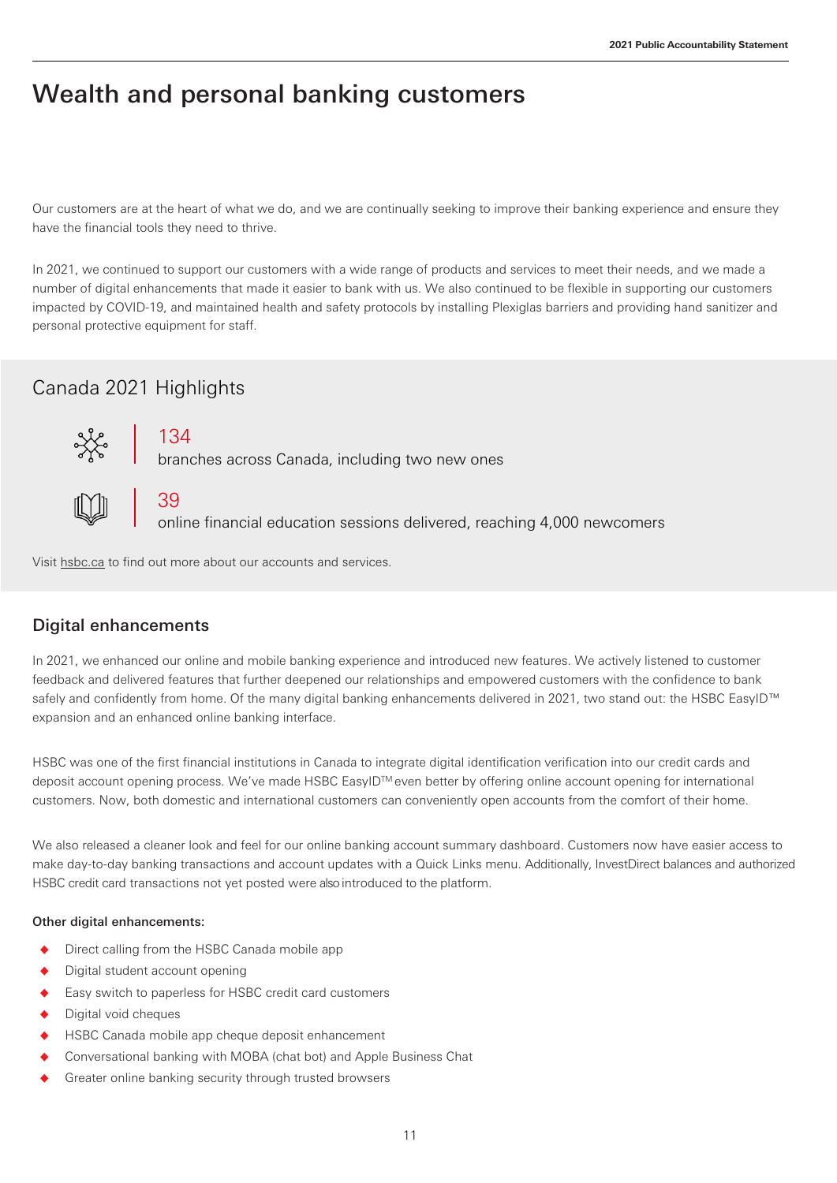# Wealth and personal banking customers

Our customers are at the heart of what we do, and we are continually seeking to improve their banking experience and ensure they have the financial tools they need to thrive.

In 2021, we continued to support our customers with a wide range of products and services to meet their needs, and we made a number of digital enhancements that made it easier to bank with us. We also continued to be flexible in supporting our customers impacted by COVID-19, and maintained health and safety protocols by installing Plexiglas barriers and providing hand sanitizer and personal protective equipment for staff.

## Canada 2021 Highlights

**134**
branches across Canada, including two new ones

**39**
online financial education sessions delivered, reaching 4,000 newcomers

Visit hsbc.ca to find out more about our accounts and services.

## Digital enhancements

In 2021, we enhanced our online and mobile banking experience and introduced new features. We actively listened to customer feedback and delivered features that further deepened our relationships and empowered customers with the confidence to bank safely and confidently from home. Of the many digital banking enhancements delivered in 2021, two stand out: the HSBC EasyID™ expansion and an enhanced online banking interface.

HSBC was one of the first financial institutions in Canada to integrate digital identification verification into our credit cards and deposit account opening process. We've made HSBC EasyID™ even better by offering online account opening for international customers. Now, both domestic and international customers can conveniently open accounts from the comfort of their home.

We also released a cleaner look and feel for our online banking account summary dashboard. Customers now have easier access to make day-to-day banking transactions and account updates with a Quick Links menu. Additionally, InvestDirect balances and authorized HSBC credit card transactions not yet posted were also introduced to the platform.

**Other digital enhancements:**

- Direct calling from the HSBC Canada mobile app
- Digital student account opening
- Easy switch to paperless for HSBC credit card customers
- Digital void cheques
- HSBC Canada mobile app cheque deposit enhancement
- Conversational banking with MOBA (chat bot) and Apple Business Chat
- Greater online banking security through trusted browsers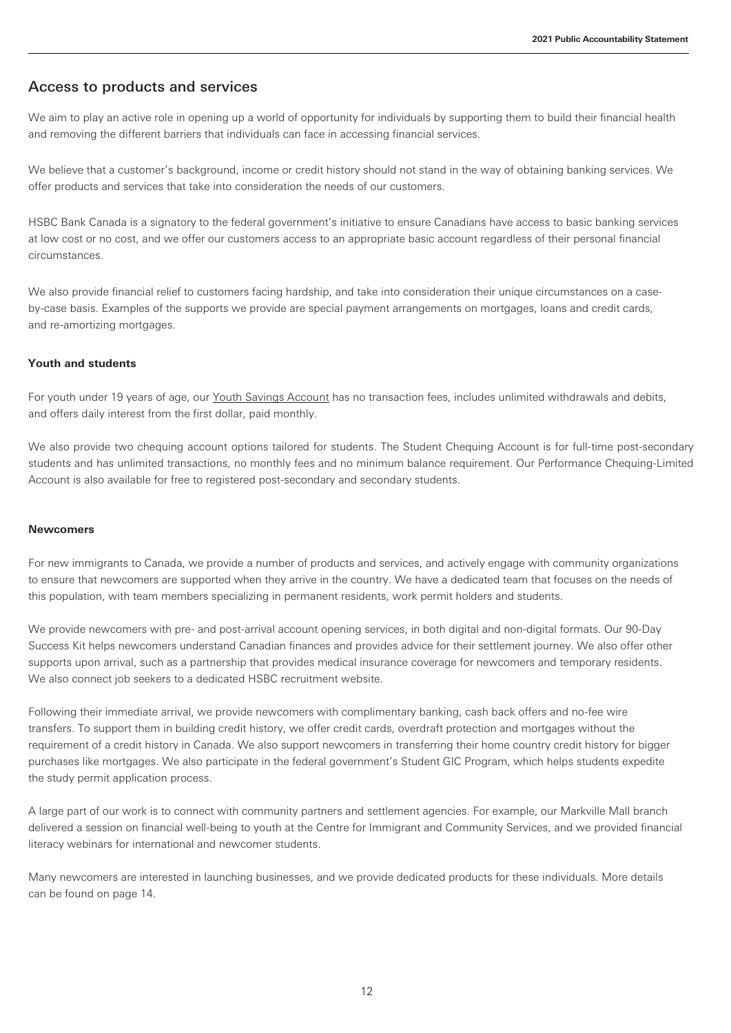## Access to products and services

We aim to play an active role in opening up a world of opportunity for individuals by supporting them to build their financial health and removing the different barriers that individuals can face in accessing financial services.

We believe that a customer's background, income or credit history should not stand in the way of obtaining banking services. We offer products and services that take into consideration the needs of our customers.

HSBC Bank Canada is a signatory to the federal government's initiative to ensure Canadians have access to basic banking services at low cost or no cost, and we offer our customers access to an appropriate basic account regardless of their personal financial circumstances.

We also provide financial relief to customers facing hardship, and take into consideration their unique circumstances on a case-by-case basis. Examples of the supports we provide are special payment arrangements on mortgages, loans and credit cards, and re-amortizing mortgages.

### Youth and students

For youth under 19 years of age, our Youth Savings Account has no transaction fees, includes unlimited withdrawals and debits, and offers daily interest from the first dollar, paid monthly.

We also provide two chequing account options tailored for students. The Student Chequing Account is for full-time post-secondary students and has unlimited transactions, no monthly fees and no minimum balance requirement. Our Performance Chequing-Limited Account is also available for free to registered post-secondary and secondary students.

### Newcomers

For new immigrants to Canada, we provide a number of products and services, and actively engage with community organizations to ensure that newcomers are supported when they arrive in the country. We have a dedicated team that focuses on the needs of this population, with team members specializing in permanent residents, work permit holders and students.

We provide newcomers with pre- and post-arrival account opening services, in both digital and non-digital formats. Our 90-Day Success Kit helps newcomers understand Canadian finances and provides advice for their settlement journey. We also offer other supports upon arrival, such as a partnership that provides medical insurance coverage for newcomers and temporary residents. We also connect job seekers to a dedicated HSBC recruitment website.

Following their immediate arrival, we provide newcomers with complimentary banking, cash back offers and no-fee wire transfers. To support them in building credit history, we offer credit cards, overdraft protection and mortgages without the requirement of a credit history in Canada. We also support newcomers in transferring their home country credit history for bigger purchases like mortgages. We also participate in the federal government's Student GIC Program, which helps students expedite the study permit application process.

A large part of our work is to connect with community partners and settlement agencies. For example, our Markville Mall branch delivered a session on financial well-being to youth at the Centre for Immigrant and Community Services, and we provided financial literacy webinars for international and newcomer students.

Many newcomers are interested in launching businesses, and we provide dedicated products for these individuals. More details can be found on page 14.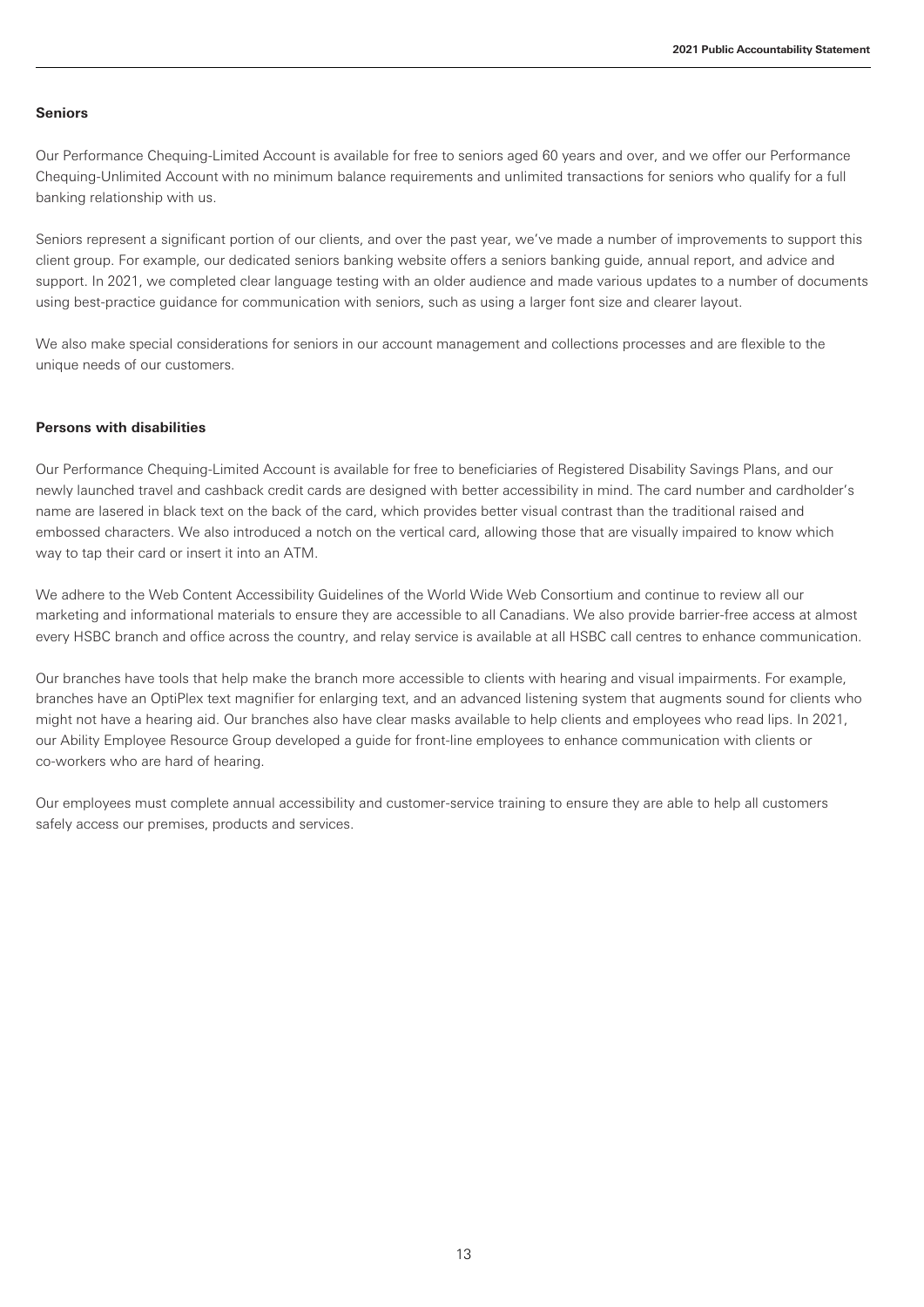**Seniors**

Our Performance Chequing-Limited Account is available for free to seniors aged 60 years and over, and we offer our Performance Chequing-Unlimited Account with no minimum balance requirements and unlimited transactions for seniors who qualify for a full banking relationship with us.

Seniors represent a significant portion of our clients, and over the past year, we've made a number of improvements to support this client group. For example, our dedicated seniors banking website offers a seniors banking guide, annual report, and advice and support. In 2021, we completed clear language testing with an older audience and made various updates to a number of documents using best-practice guidance for communication with seniors, such as using a larger font size and clearer layout.

We also make special considerations for seniors in our account management and collections processes and are flexible to the unique needs of our customers.

**Persons with disabilities**

Our Performance Chequing-Limited Account is available for free to beneficiaries of Registered Disability Savings Plans, and our newly launched travel and cashback credit cards are designed with better accessibility in mind. The card number and cardholder's name are lasered in black text on the back of the card, which provides better visual contrast than the traditional raised and embossed characters. We also introduced a notch on the vertical card, allowing those that are visually impaired to know which way to tap their card or insert it into an ATM.

We adhere to the Web Content Accessibility Guidelines of the World Wide Web Consortium and continue to review all our marketing and informational materials to ensure they are accessible to all Canadians. We also provide barrier-free access at almost every HSBC branch and office across the country, and relay service is available at all HSBC call centres to enhance communication.

Our branches have tools that help make the branch more accessible to clients with hearing and visual impairments. For example, branches have an OptiPlex text magnifier for enlarging text, and an advanced listening system that augments sound for clients who might not have a hearing aid. Our branches also have clear masks available to help clients and employees who read lips. In 2021, our Ability Employee Resource Group developed a guide for front-line employees to enhance communication with clients or co-workers who are hard of hearing.

Our employees must complete annual accessibility and customer-service training to ensure they are able to help all customers safely access our premises, products and services.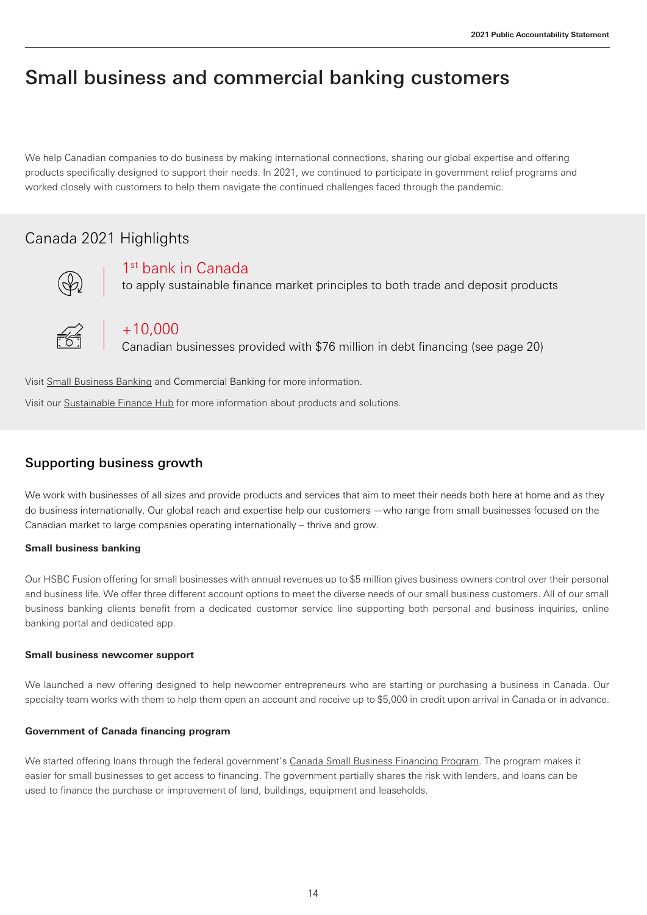# Small business and commercial banking customers

We help Canadian companies to do business by making international connections, sharing our global expertise and offering products specifically designed to support their needs. In 2021, we continued to participate in government relief programs and worked closely with customers to help them navigate the continued challenges faced through the pandemic.

## Canada 2021 Highlights

**1st bank in Canada**
to apply sustainable finance market principles to both trade and deposit products

**+10,000**
Canadian businesses provided with $76 million in debt financing (see page 20)

Visit Small Business Banking and Commercial Banking for more information.

Visit our Sustainable Finance Hub for more information about products and solutions.

## Supporting business growth

We work with businesses of all sizes and provide products and services that aim to meet their needs both here at home and as they do business internationally. Our global reach and expertise help our customers —who range from small businesses focused on the Canadian market to large companies operating internationally – thrive and grow.

**Small business banking**

Our HSBC Fusion offering for small businesses with annual revenues up to $5 million gives business owners control over their personal and business life. We offer three different account options to meet the diverse needs of our small business customers. All of our small business banking clients benefit from a dedicated customer service line supporting both personal and business inquiries, online banking portal and dedicated app.

**Small business newcomer support**

We launched a new offering designed to help newcomer entrepreneurs who are starting or purchasing a business in Canada. Our specialty team works with them to help them open an account and receive up to $5,000 in credit upon arrival in Canada or in advance.

**Government of Canada financing program**

We started offering loans through the federal government's Canada Small Business Financing Program. The program makes it easier for small businesses to get access to financing. The government partially shares the risk with lenders, and loans can be used to finance the purchase or improvement of land, buildings, equipment and leaseholds.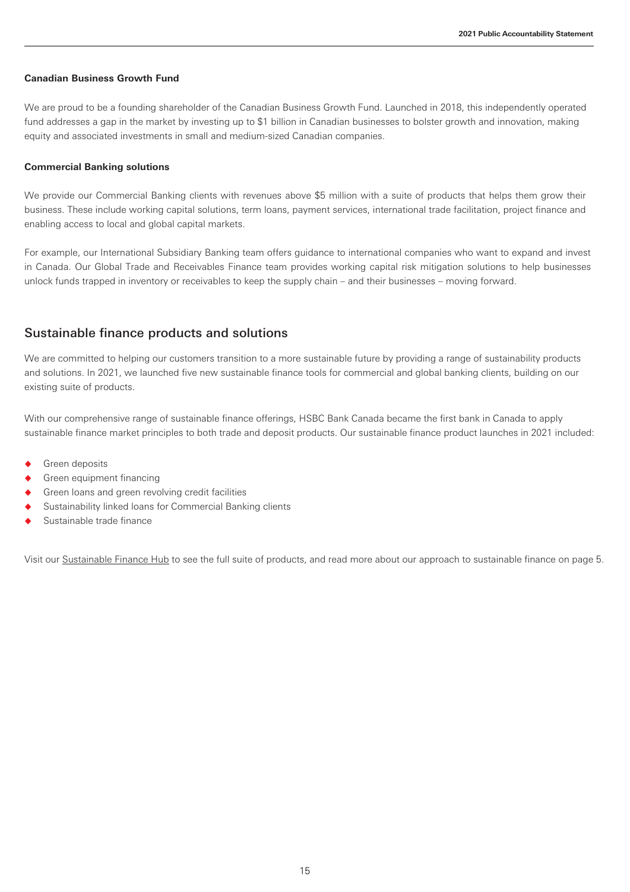### Canadian Business Growth Fund

We are proud to be a founding shareholder of the Canadian Business Growth Fund. Launched in 2018, this independently operated fund addresses a gap in the market by investing up to $1 billion in Canadian businesses to bolster growth and innovation, making equity and associated investments in small and medium-sized Canadian companies.

### Commercial Banking solutions

We provide our Commercial Banking clients with revenues above $5 million with a suite of products that helps them grow their business. These include working capital solutions, term loans, payment services, international trade facilitation, project finance and enabling access to local and global capital markets.

For example, our International Subsidiary Banking team offers guidance to international companies who want to expand and invest in Canada. Our Global Trade and Receivables Finance team provides working capital risk mitigation solutions to help businesses unlock funds trapped in inventory or receivables to keep the supply chain – and their businesses – moving forward.

## Sustainable finance products and solutions

We are committed to helping our customers transition to a more sustainable future by providing a range of sustainability products and solutions. In 2021, we launched five new sustainable finance tools for commercial and global banking clients, building on our existing suite of products.

With our comprehensive range of sustainable finance offerings, HSBC Bank Canada became the first bank in Canada to apply sustainable finance market principles to both trade and deposit products. Our sustainable finance product launches in 2021 included:

- Green deposits
- Green equipment financing
- Green loans and green revolving credit facilities
- Sustainability linked loans for Commercial Banking clients
- Sustainable trade finance

Visit our Sustainable Finance Hub to see the full suite of products, and read more about our approach to sustainable finance on page 5.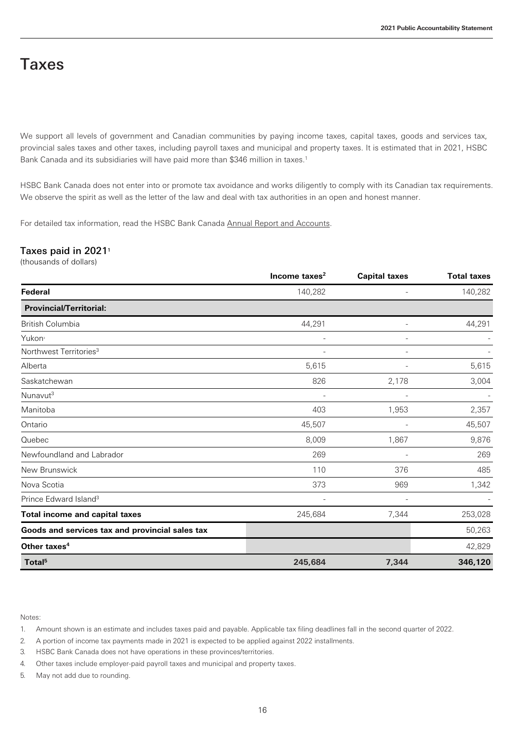# Taxes

We support all levels of government and Canadian communities by paying income taxes, capital taxes, goods and services tax, provincial sales taxes and other taxes, including payroll taxes and municipal and property taxes. It is estimated that in 2021, HSBC Bank Canada and its subsidiaries will have paid more than $346 million in taxes.[1]

HSBC Bank Canada does not enter into or promote tax avoidance and works diligently to comply with its Canadian tax requirements. We observe the spirit as well as the letter of the law and deal with tax authorities in an open and honest manner.

For detailed tax information, read the HSBC Bank Canada Annual Report and Accounts.

## Taxes paid in 2021[1]

(thousands of dollars)

| | Income taxes[2] | Capital taxes | Total taxes |
|---|---|---|---|
| **Federal** | 140,282 | - | 140,282 |
| **Provincial/Territorial:** | | | |
| British Columbia | 44,291 | - | 44,291 |
| Yukon[3] | - | - | - |
| Northwest Territories[3] | - | - | - |
| Alberta | 5,615 | - | 5,615 |
| Saskatchewan | 826 | 2,178 | 3,004 |
| Nunavut[3] | - | - | - |
| Manitoba | 403 | 1,953 | 2,357 |
| Ontario | 45,507 | - | 45,507 |
| Quebec | 8,009 | 1,867 | 9,876 |
| Newfoundland and Labrador | 269 | - | 269 |
| New Brunswick | 110 | 376 | 485 |
| Nova Scotia | 373 | 969 | 1,342 |
| Prince Edward Island[3] | - | - | - |
| **Total income and capital taxes** | 245,684 | 7,344 | 253,028 |
| **Goods and services tax and provincial sales tax** | | | 50,263 |
| **Other taxes[4]** | | | 42,829 |
| **Total[5]** | **245,684** | **7,344** | **346,120** |

Notes:

1. Amount shown is an estimate and includes taxes paid and payable. Applicable tax filing deadlines fall in the second quarter of 2022.
2. A portion of income tax payments made in 2021 is expected to be applied against 2022 installments.
3. HSBC Bank Canada does not have operations in these provinces/territories.
4. Other taxes include employer-paid payroll taxes and municipal and property taxes.
5. May not add due to rounding.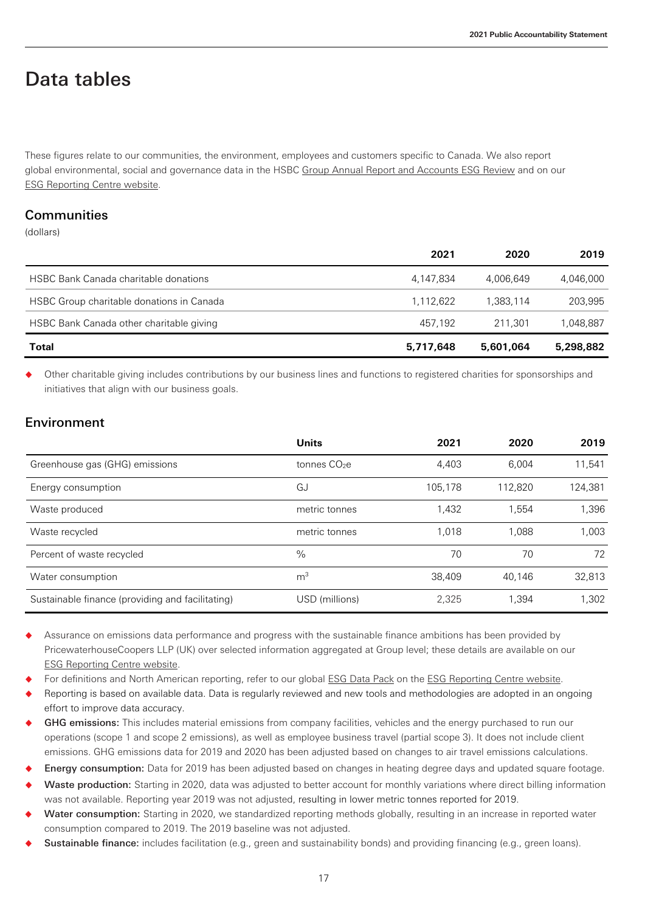# Data tables

These figures relate to our communities, the environment, employees and customers specific to Canada. We also report global environmental, social and governance data in the HSBC Group Annual Report and Accounts ESG Review and on our ESG Reporting Centre website.

## Communities

(dollars)

| | 2021 | 2020 | 2019 |
|---|---|---|---|
| HSBC Bank Canada charitable donations | 4,147,834 | 4,006,649 | 4,046,000 |
| HSBC Group charitable donations in Canada | 1,112,622 | 1,383,114 | 203,995 |
| HSBC Bank Canada other charitable giving | 457,192 | 211,301 | 1,048,887 |
| **Total** | **5,717,648** | **5,601,064** | **5,298,882** |

- Other charitable giving includes contributions by our business lines and functions to registered charities for sponsorships and initiatives that align with our business goals.

## Environment

| | Units | 2021 | 2020 | 2019 |
|---|---|---|---|---|
| Greenhouse gas (GHG) emissions | tonnes $CO_2e$ | 4,403 | 6,004 | 11,541 |
| Energy consumption | GJ | 105,178 | 112,820 | 124,381 |
| Waste produced | metric tonnes | 1,432 | 1,554 | 1,396 |
| Waste recycled | metric tonnes | 1,018 | 1,088 | 1,003 |
| Percent of waste recycled | % | 70 | 70 | 72 |
| Water consumption | $m^3$ | 38,409 | 40,146 | 32,813 |
| Sustainable finance (providing and facilitating) | USD (millions) | 2,325 | 1,394 | 1,302 |

- Assurance on emissions data performance and progress with the sustainable finance ambitions has been provided by PricewaterhouseCoopers LLP (UK) over selected information aggregated at Group level; these details are available on our ESG Reporting Centre website.
- For definitions and North American reporting, refer to our global ESG Data Pack on the ESG Reporting Centre website.
- Reporting is based on available data. Data is regularly reviewed and new tools and methodologies are adopted in an ongoing effort to improve data accuracy.
- **GHG emissions:** This includes material emissions from company facilities, vehicles and the energy purchased to run our operations (scope 1 and scope 2 emissions), as well as employee business travel (partial scope 3). It does not include client emissions. GHG emissions data for 2019 and 2020 has been adjusted based on changes to air travel emissions calculations.
- **Energy consumption:** Data for 2019 has been adjusted based on changes in heating degree days and updated square footage.
- **Waste production:** Starting in 2020, data was adjusted to better account for monthly variations where direct billing information was not available. Reporting year 2019 was not adjusted, resulting in lower metric tonnes reported for 2019.
- **Water consumption:** Starting in 2020, we standardized reporting methods globally, resulting in an increase in reported water consumption compared to 2019. The 2019 baseline was not adjusted.
- **Sustainable finance:** includes facilitation (e.g., green and sustainability bonds) and providing financing (e.g., green loans).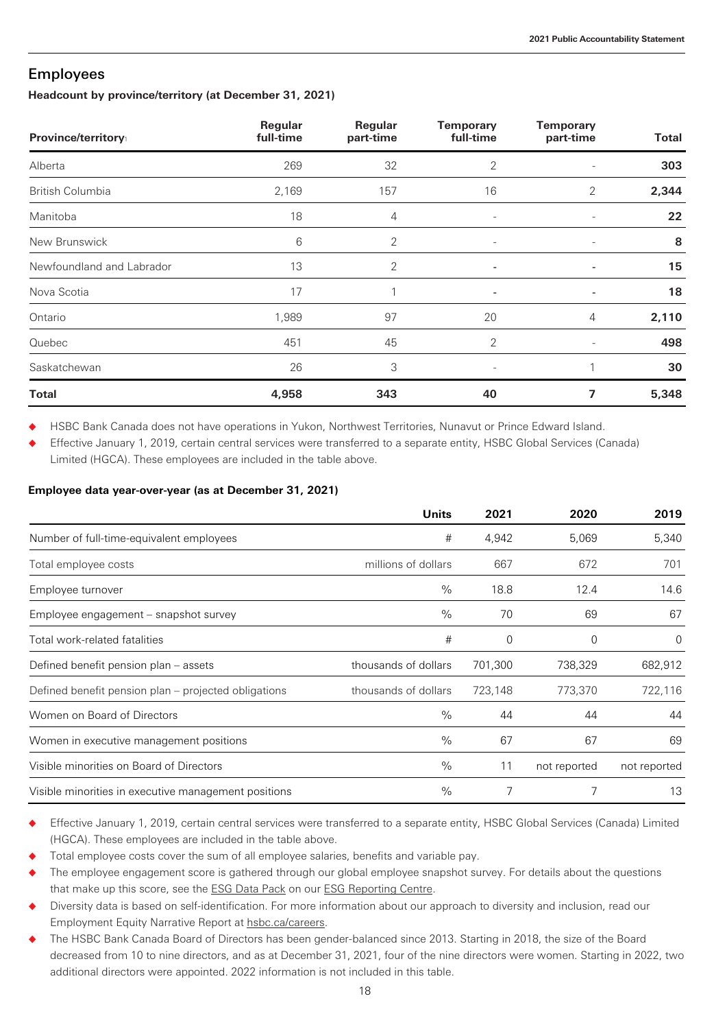## Employees

**Headcount by province/territory (at December 31, 2021)**

| Province/territory[1] | Regular full-time | Regular part-time | Temporary full-time | Temporary part-time | Total |
|---|---|---|---|---|---|
| Alberta | 269 | 32 | 2 | - | **303** |
| British Columbia | 2,169 | 157 | 16 | 2 | **2,344** |
| Manitoba | 18 | 4 | - | - | **22** |
| New Brunswick | 6 | 2 | - | - | **8** |
| Newfoundland and Labrador | 13 | 2 | - | - | **15** |
| Nova Scotia | 17 | 1 | - | - | **18** |
| Ontario | 1,989 | 97 | 20 | 4 | **2,110** |
| Quebec | 451 | 45 | 2 | - | **498** |
| Saskatchewan | 26 | 3 | - | 1 | **30** |
| **Total** | **4,958** | **343** | **40** | **7** | **5,348** |

- HSBC Bank Canada does not have operations in Yukon, Northwest Territories, Nunavut or Prince Edward Island.
- Effective January 1, 2019, certain central services were transferred to a separate entity, HSBC Global Services (Canada) Limited (HGCA). These employees are included in the table above.

**Employee data year-over-year (as at December 31, 2021)**

| | Units | 2021 | 2020 | 2019 |
|---|---|---|---|---|
| Number of full-time-equivalent employees | # | 4,942 | 5,069 | 5,340 |
| Total employee costs | millions of dollars | 667 | 672 | 701 |
| Employee turnover | % | 18.8 | 12.4 | 14.6 |
| Employee engagement – snapshot survey | % | 70 | 69 | 67 |
| Total work-related fatalities | # | 0 | 0 | 0 |
| Defined benefit pension plan – assets | thousands of dollars | 701,300 | 738,329 | 682,912 |
| Defined benefit pension plan – projected obligations | thousands of dollars | 723,148 | 773,370 | 722,116 |
| Women on Board of Directors | % | 44 | 44 | 44 |
| Women in executive management positions | % | 67 | 67 | 69 |
| Visible minorities on Board of Directors | % | 11 | not reported | not reported |
| Visible minorities in executive management positions | % | 7 | 7 | 13 |

- Effective January 1, 2019, certain central services were transferred to a separate entity, HSBC Global Services (Canada) Limited (HGCA). These employees are included in the table above.
- Total employee costs cover the sum of all employee salaries, benefits and variable pay.
- The employee engagement score is gathered through our global employee snapshot survey. For details about the questions that make up this score, see the ESG Data Pack on our ESG Reporting Centre.
- Diversity data is based on self-identification. For more information about our approach to diversity and inclusion, read our Employment Equity Narrative Report at hsbc.ca/careers.
- The HSBC Bank Canada Board of Directors has been gender-balanced since 2013. Starting in 2018, the size of the Board decreased from 10 to nine directors, and as at December 31, 2021, four of the nine directors were women. Starting in 2022, two additional directors were appointed. 2022 information is not included in this table.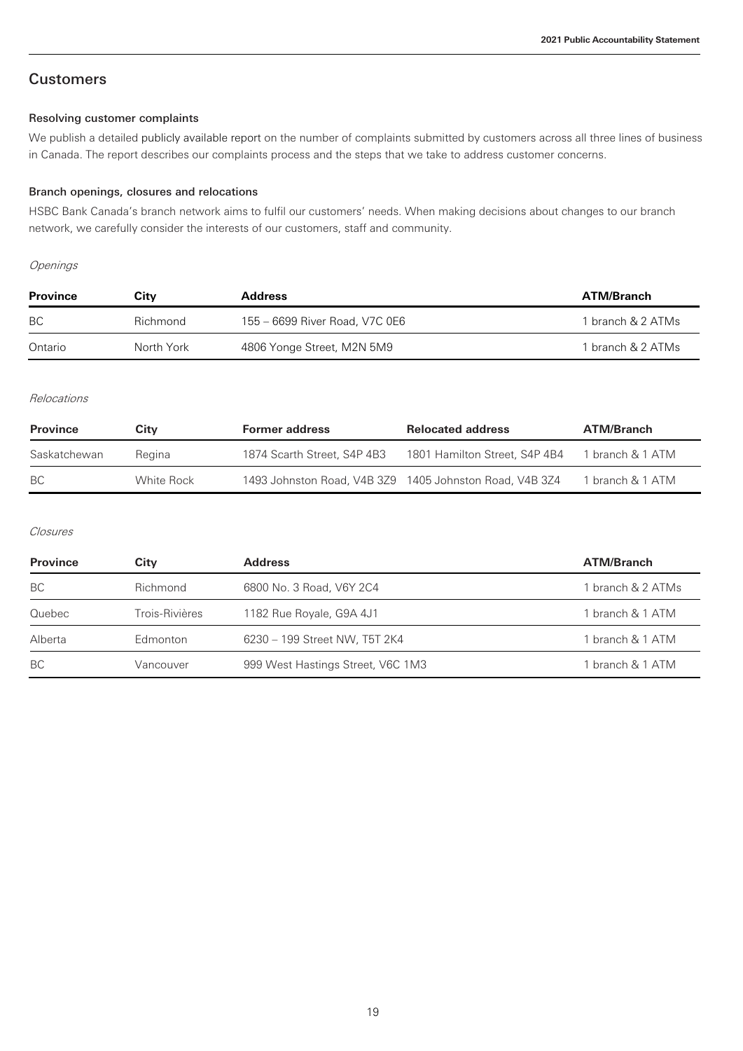## Customers

### Resolving customer complaints

We publish a detailed publicly available report on the number of complaints submitted by customers across all three lines of business in Canada. The report describes our complaints process and the steps that we take to address customer concerns.

### Branch openings, closures and relocations

HSBC Bank Canada's branch network aims to fulfil our customers' needs. When making decisions about changes to our branch network, we carefully consider the interests of our customers, staff and community.

*Openings*

| Province | City | Address | ATM/Branch |
|---|---|---|---|
| BC | Richmond | 155 – 6699 River Road, V7C 0E6 | 1 branch & 2 ATMs |
| Ontario | North York | 4806 Yonge Street, M2N 5M9 | 1 branch & 2 ATMs |

*Relocations*

| Province | City | Former address | Relocated address | ATM/Branch |
|---|---|---|---|---|
| Saskatchewan | Regina | 1874 Scarth Street, S4P 4B3 | 1801 Hamilton Street, S4P 4B4 | 1 branch & 1 ATM |
| BC | White Rock | 1493 Johnston Road, V4B 3Z9 | 1405 Johnston Road, V4B 3Z4 | 1 branch & 1 ATM |

*Closures*

| Province | City | Address | ATM/Branch |
|---|---|---|---|
| BC | Richmond | 6800 No. 3 Road, V6Y 2C4 | 1 branch & 2 ATMs |
| Quebec | Trois-Rivières | 1182 Rue Royale, G9A 4J1 | 1 branch & 1 ATM |
| Alberta | Edmonton | 6230 – 199 Street NW, T5T 2K4 | 1 branch & 1 ATM |
| BC | Vancouver | 999 West Hastings Street, V6C 1M3 | 1 branch & 1 ATM |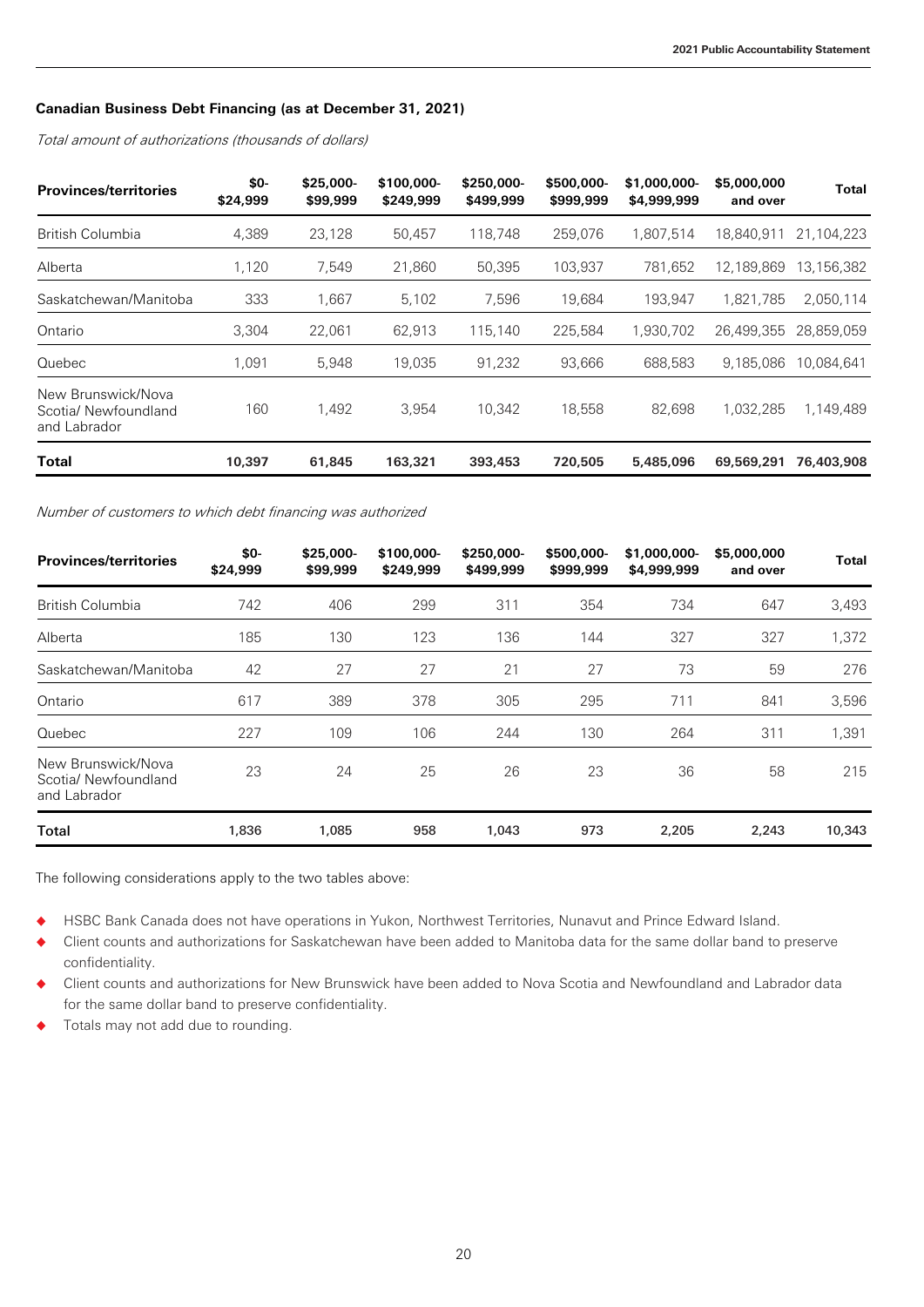**Canadian Business Debt Financing (as at December 31, 2021)**

*Total amount of authorizations (thousands of dollars)*

| Provinces/territories | $0-$24,999 | $25,000-$99,999 | $100,000-$249,999 | $250,000-$499,999 | $500,000-$999,999 | $1,000,000-$4,999,999 | $5,000,000 and over | Total |
|---|---|---|---|---|---|---|---|---|
| British Columbia | 4,389 | 23,128 | 50,457 | 118,748 | 259,076 | 1,807,514 | 18,840,911 | 21,104,223 |
| Alberta | 1,120 | 7,549 | 21,860 | 50,395 | 103,937 | 781,652 | 12,189,869 | 13,156,382 |
| Saskatchewan/Manitoba | 333 | 1,667 | 5,102 | 7,596 | 19,684 | 193,947 | 1,821,785 | 2,050,114 |
| Ontario | 3,304 | 22,061 | 62,913 | 115,140 | 225,584 | 1,930,702 | 26,499,355 | 28,859,059 |
| Quebec | 1,091 | 5,948 | 19,035 | 91,232 | 93,666 | 688,583 | 9,185,086 | 10,084,641 |
| New Brunswick/Nova Scotia/ Newfoundland and Labrador | 160 | 1,492 | 3,954 | 10,342 | 18,558 | 82,698 | 1,032,285 | 1,149,489 |
| **Total** | **10,397** | **61,845** | **163,321** | **393,453** | **720,505** | **5,485,096** | **69,569,291** | **76,403,908** |

*Number of customers to which debt financing was authorized*

| Provinces/territories | $0-$24,999 | $25,000-$99,999 | $100,000-$249,999 | $250,000-$499,999 | $500,000-$999,999 | $1,000,000-$4,999,999 | $5,000,000 and over | Total |
|---|---|---|---|---|---|---|---|---|
| British Columbia | 742 | 406 | 299 | 311 | 354 | 734 | 647 | 3,493 |
| Alberta | 185 | 130 | 123 | 136 | 144 | 327 | 327 | 1,372 |
| Saskatchewan/Manitoba | 42 | 27 | 27 | 21 | 27 | 73 | 59 | 276 |
| Ontario | 617 | 389 | 378 | 305 | 295 | 711 | 841 | 3,596 |
| Quebec | 227 | 109 | 106 | 244 | 130 | 264 | 311 | 1,391 |
| New Brunswick/Nova Scotia/ Newfoundland and Labrador | 23 | 24 | 25 | 26 | 23 | 36 | 58 | 215 |
| **Total** | **1,836** | **1,085** | **958** | **1,043** | **973** | **2,205** | **2,243** | **10,343** |

The following considerations apply to the two tables above:

- HSBC Bank Canada does not have operations in Yukon, Northwest Territories, Nunavut and Prince Edward Island.
- Client counts and authorizations for Saskatchewan have been added to Manitoba data for the same dollar band to preserve confidentiality.
- Client counts and authorizations for New Brunswick have been added to Nova Scotia and Newfoundland and Labrador data for the same dollar band to preserve confidentiality.
- Totals may not add due to rounding.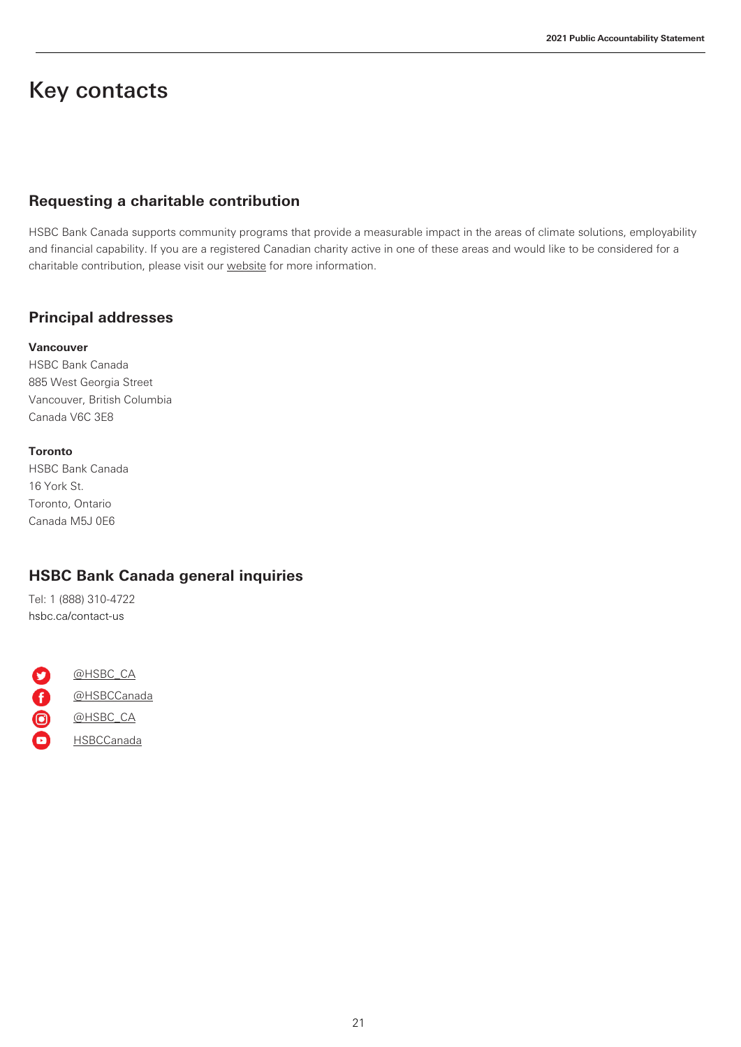# Key contacts

## Requesting a charitable contribution

HSBC Bank Canada supports community programs that provide a measurable impact in the areas of climate solutions, employability and financial capability. If you are a registered Canadian charity active in one of these areas and would like to be considered for a charitable contribution, please visit our website for more information.

## Principal addresses

**Vancouver**
HSBC Bank Canada
885 West Georgia Street
Vancouver, British Columbia
Canada V6C 3E8

**Toronto**
HSBC Bank Canada
16 York St.
Toronto, Ontario
Canada M5J 0E6

## HSBC Bank Canada general inquiries

Tel: 1 (888) 310-4722
hsbc.ca/contact-us

@HSBC_CA
@HSBCCanada
@HSBC_CA
HSBCCanada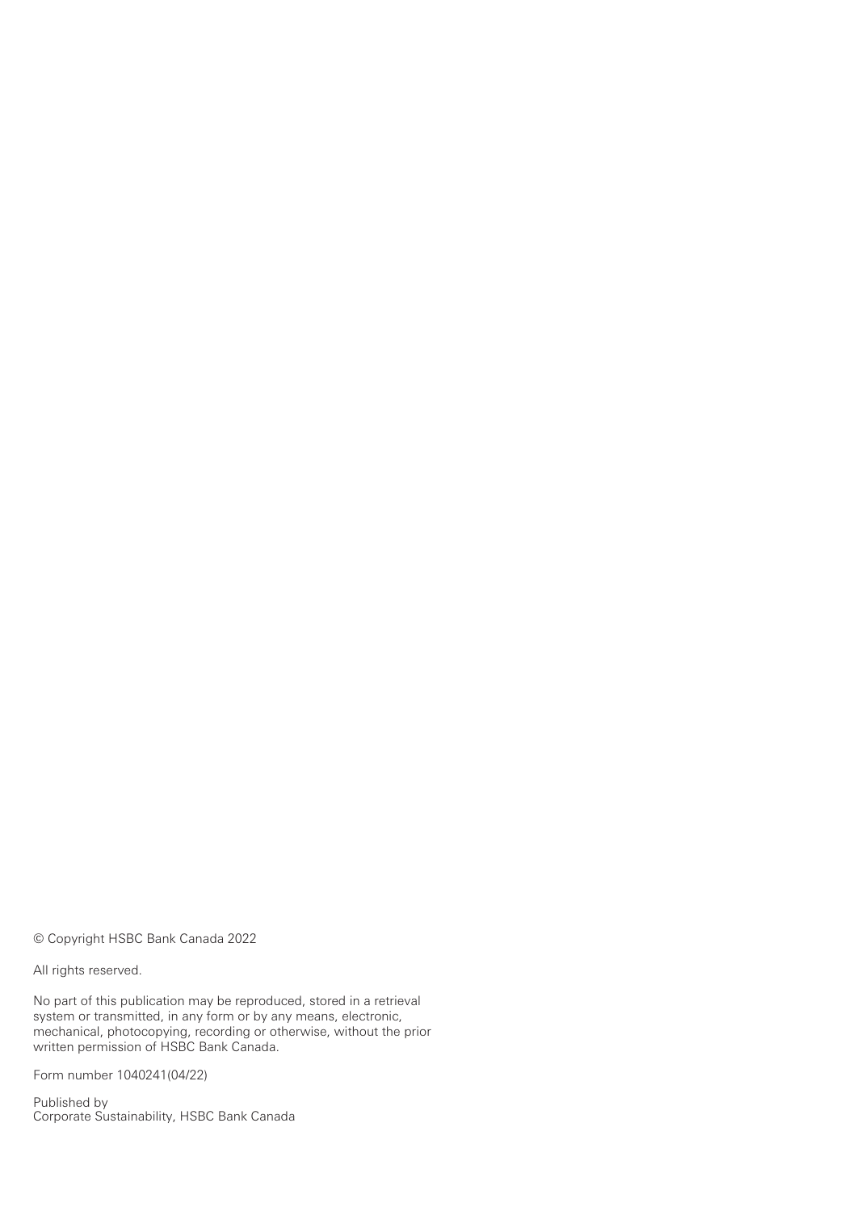© Copyright HSBC Bank Canada 2022

All rights reserved.

No part of this publication may be reproduced, stored in a retrieval system or transmitted, in any form or by any means, electronic, mechanical, photocopying, recording or otherwise, without the prior written permission of HSBC Bank Canada.

Form number 1040241(04/22)

Published by
Corporate Sustainability, HSBC Bank Canada